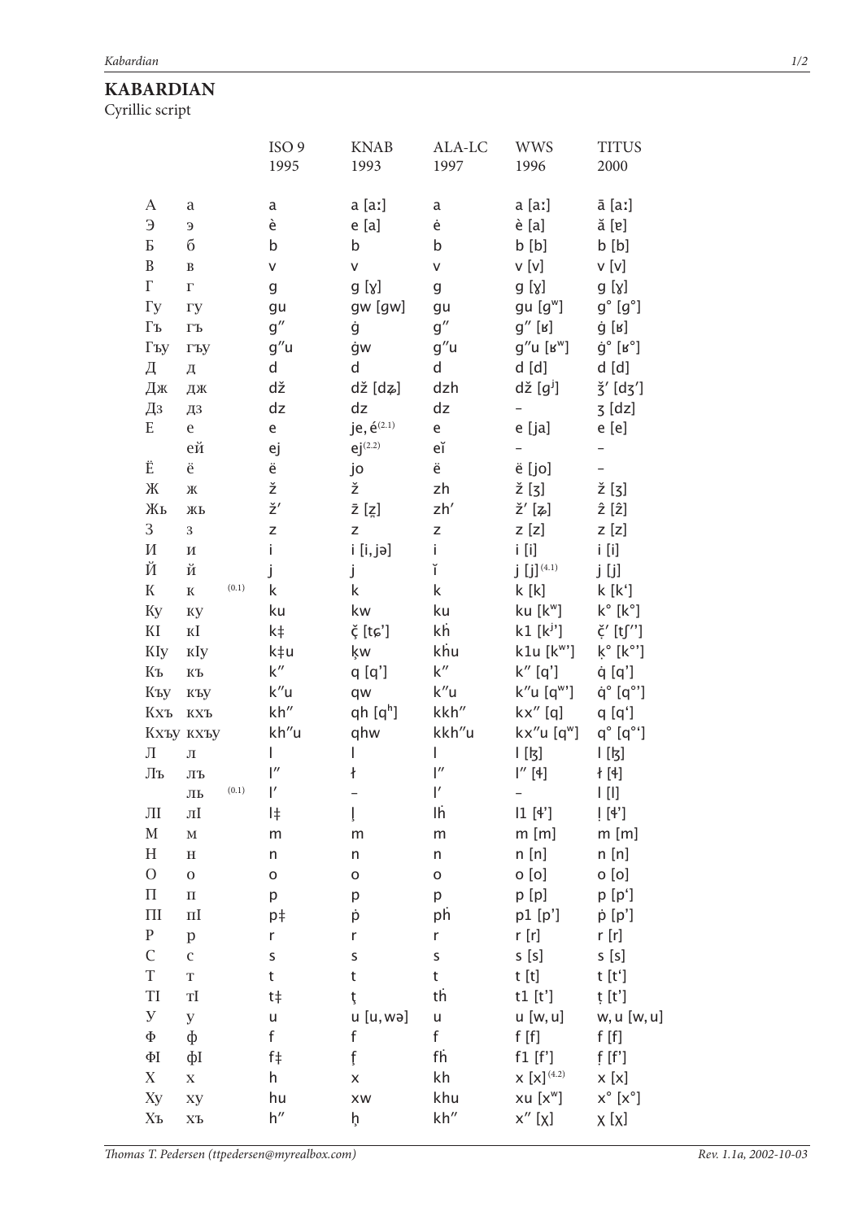# KABARDIAN

Cyrillic script

| | | | ISO 9 1995 | KNAB 1993 | ALA-LC 1997 | WWS 1996 | TITUS 2000 |
|---|---|---|---|---|---|---|---|
| А | а | | a | a [aː] | a | a [aː] | ā [aː] |
| Э | э | | è | e [a] | ė | è [a] | ă [ɐ] |
| Б | б | | b | b | b | b [b] | b [b] |
| В | в | | v | v | v | v [v] | v [v] |
| Г | г | | g | g [ɣ] | g | g [ɣ] | g [ɣ] |
| Гу | гу | | gu | gw [gw] | gu | gu [gʷ] | g° [g°] |
| Гъ | гъ | | g″ | ġ | g″ | g″ [ʁ] | ġ [ʁ] |
| Гъу | гъу | | g″u | ġw | g″u | g″u [ʁʷ] | ġ° [ʁ°] |
| Д | д | | d | d | d | d [d] | d [d] |
| Дж | дж | | dž | dž [dʑ] | dzh | dž [gʲ] | ǯ′ [dʒ′] |
| Дз | дз | | dz | dz | dz | – | ʒ [dz] |
| Е | е | | e | je, é(2.1) | e | e [ja] | e [e] |
| | ей | | ej | ej(2.2) | eĭ | – | – |
| Ё | ё | | ë | jo | ë | ë [jo] | – |
| Ж | ж | | ž | ž | zh | ž [ʒ] | ž [ʒ] |
| Жь | жь | | ž′ | ẕ [ẓ] | zh′ | ž′ [ʑ] | ẑ′ [ẑ] |
| З | з | | z | z | z | z [z] | z [z] |
| И | и | | i | i [i, jə] | i | i [i] | i [i] |
| Й | й | | j | j | ĭ | j [j](4.1) | j [j] |
| К | к | (0.1) | k | k | k | k [k] | k [kʻ] |
| Ку | ку | | ku | kw | ku | ku [kʷ] | k° [k°] |
| КI | кI | | k‡ | ç̌ [tɕ’] | kḣ | k1 [kʲ’] | č′ [tʃ′’] |
| КIу | кIу | | k‡u | ķw | kḣu | k1u [kʷ’] | ķ° [k°’] |
| Къ | къ | | k″ | q [q’] | k″ | k″ [q’] | q̇ [q’] |
| Къу | къу | | k″u | qw | k″u | k″u [qʷ’] | q̇° [q°’] |
| Кхъ | кхъ | | kh″ | qh [qʰ] | kkh″ | kx″ [q] | q [qʻ] |
| Кхъу | кхъу | | kh″u | qhw | kkh″u | kx″u [qʷ] | q° [q°ʻ] |
| Л | л | | l | l | l | l [ɮ] | l [ɮ] |
| Лъ | лъ | | l″ | ł | l″ | l″ [ɬ] | ł [ɬ] |
| | ль | (0.1) | l′ | – | l′ | – | l [l] |
| ЛI | лI | | l‡ | ļ | lḣ | l1 [ɬ’] | ļ [ɬ’] |
| М | м | | m | m | m | m [m] | m [m] |
| Н | н | | n | n | n | n [n] | n [n] |
| О | о | | o | o | o | o [o] | o [o] |
| П | п | | p | p | p | p [p] | p [pʻ] |
| ПI | пI | | p‡ | ṗ | pḣ | p1 [p’] | ṗ [p’] |
| Р | р | | r | r | r | r [r] | r [r] |
| С | с | | s | s | s | s [s] | s [s] |
| Т | т | | t | t | t | t [t] | t [tʻ] |
| ТI | тI | | t‡ | ţ | tḣ | t1 [t’] | ṭ [t’] |
| У | у | | u | u [u, wə] | u | u [w, u] | w, u [w, u] |
| Ф | ф | | f | f | f | f [f] | f [f] |
| ФI | фI | | f‡ | f̧ | fḣ | f1 [f’] | f̣ [f’] |
| Х | х | | h | x | kh | x [x](4.2) | x [x] |
| Ху | ху | | hu | xw | khu | xu [xʷ] | x° [x°] |
| Хъ | хъ | | h″ | ḩ | kh″ | x″ [χ] | χ [χ] |

Thomas T. Pedersen (ttpedersen@myrealbox.com)

Rev. 1.1a, 2002-10-03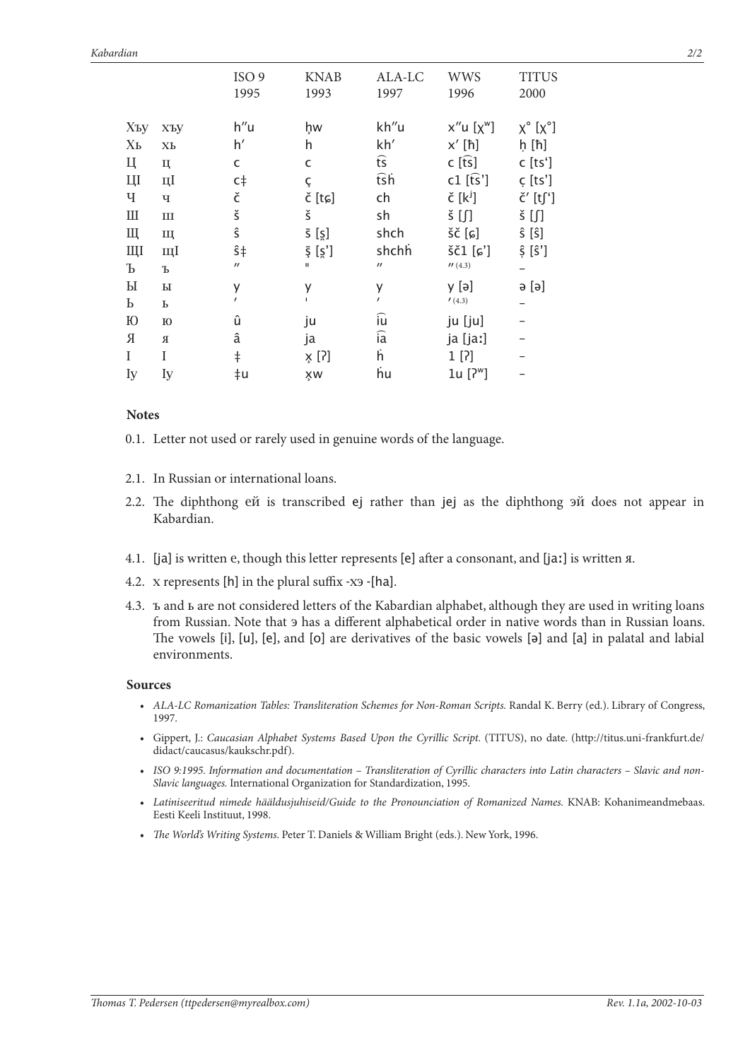| | | ISO 9 1995 | KNAB 1993 | ALA-LC 1997 | WWS 1996 | TITUS 2000 |
|---|---|---|---|---|---|---|
| Хъу | хъу | h″u | ḥw | kh″u | x″u [χʷ] | χ° [χ°] |
| Хь | хь | h′ | h | kh′ | x′ [ħ] | ḥ [ħ] |
| Ц | ц | c | c | t͡s | c [t͡s] | c [ts‘] |
| ЦI | цI | c‡ | ç | t͡sḣ | c1 [t͡s’] | ç [ts’] |
| Ч | ч | č | č [tɕ] | ch | č [kʲ] | č′ [tʃ‘] |
| Ш | ш | š | š | sh | š [ʃ] | š [ʃ] |
| Щ | щ | ŝ | s̄ [s̪] | shch | šč [ɕ] | ŝ [ŝ] |
| ЩI | щI | ŝ‡ | ş̄ [s̪’] | shchḣ | šč1 [ɕ’] | ş̂ [ŝ’] |
| Ъ | ъ | ″ | " | ″ | ″ (4.3) | – |
| Ы | ы | y | y | y | y [ə] | ə [ə] |
| Ь | ь | ′ | ' | ′ | ′ (4.3) | – |
| Ю | ю | û | ju | i͡u | ju [ju] | – |
| Я | я | â | ja | i͡a | ja [jaː] | – |
| I | I | ‡ | x̦ [ʔ] | ḣ | 1 [ʔ] | – |
| Iу | Iу | ‡u | x̦w | ḣu | 1u [ʔʷ] | – |

### Notes

0.1. Letter not used or rarely used in genuine words of the language.

2.1. In Russian or international loans.

2.2. The diphthong ей is transcribed ej rather than jej as the diphthong эй does not appear in Kabardian.

4.1. [ja] is written e, though this letter represents [e] after a consonant, and [jaː] is written я.

4.2. х represents [h] in the plural suffix -хэ -[ha].

4.3. ъ and ь are not considered letters of the Kabardian alphabet, although they are used in writing loans from Russian. Note that э has a different alphabetical order in native words than in Russian loans. The vowels [i], [u], [e], and [o] are derivatives of the basic vowels [ə] and [a] in palatal and labial environments.

### Sources

- *ALA-LC Romanization Tables: Transliteration Schemes for Non-Roman Scripts.* Randal K. Berry (ed.). Library of Congress, 1997.
- Gippert, J.: *Caucasian Alphabet Systems Based Upon the Cyrillic Script.* (TITUS), no date. (http://titus.uni-frankfurt.de/didact/caucasus/kaukschr.pdf).
- *ISO 9:1995. Information and documentation – Transliteration of Cyrillic characters into Latin characters – Slavic and non-Slavic languages.* International Organization for Standardization, 1995.
- *Latiniseeritud nimede hääldusjuhiseid/Guide to the Pronounciation of Romanized Names.* KNAB: Kohanimeandmebaas. Eesti Keeli Instituut, 1998.
- *The World's Writing Systems.* Peter T. Daniels & William Bright (eds.). New York, 1996.

*Thomas T. Pedersen (ttpedersen@myrealbox.com)* Rev. 1.1a, 2002-10-03